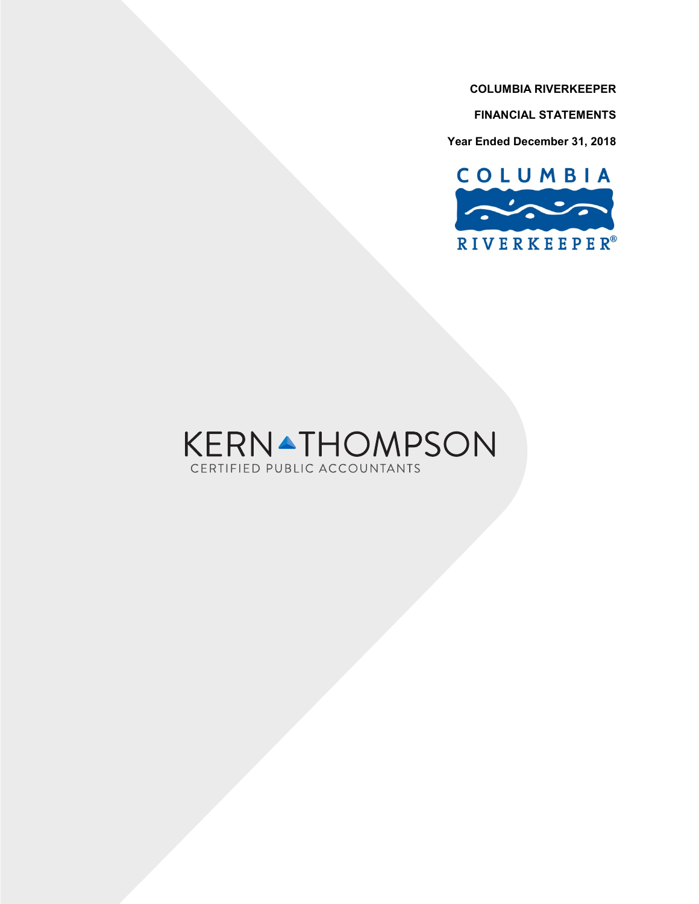**COLUMBIA RIVERKEEPER**

**FINANCIAL STATEMENTS**

**Year Ended December 31, 2018**

COLUMBIA RIVERKEEPER®

KERN THOMPSON
CERTIFIED PUBLIC ACCOUNTANTS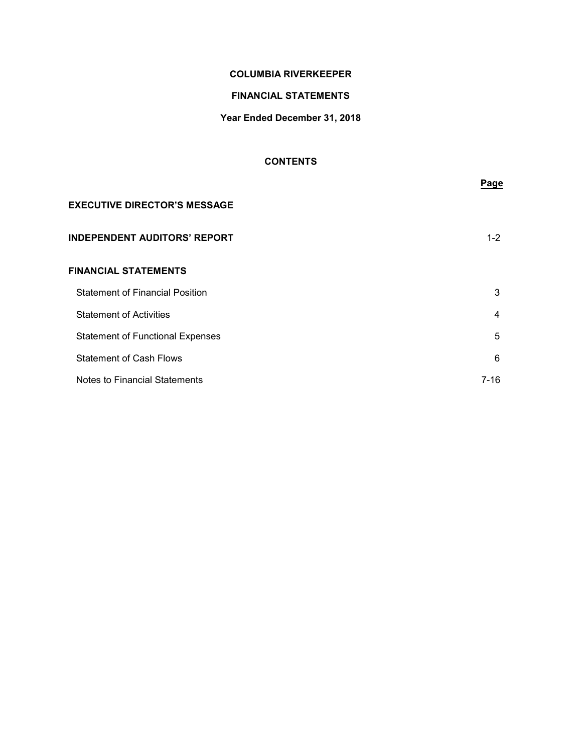# COLUMBIA RIVERKEEPER

## FINANCIAL STATEMENTS

### Year Ended December 31, 2018

### CONTENTS

| | Page |
|---|---|
| **EXECUTIVE DIRECTOR'S MESSAGE** | |
| **INDEPENDENT AUDITORS' REPORT** | 1-2 |
| **FINANCIAL STATEMENTS** | |
| Statement of Financial Position | 3 |
| Statement of Activities | 4 |
| Statement of Functional Expenses | 5 |
| Statement of Cash Flows | 6 |
| Notes to Financial Statements | 7-16 |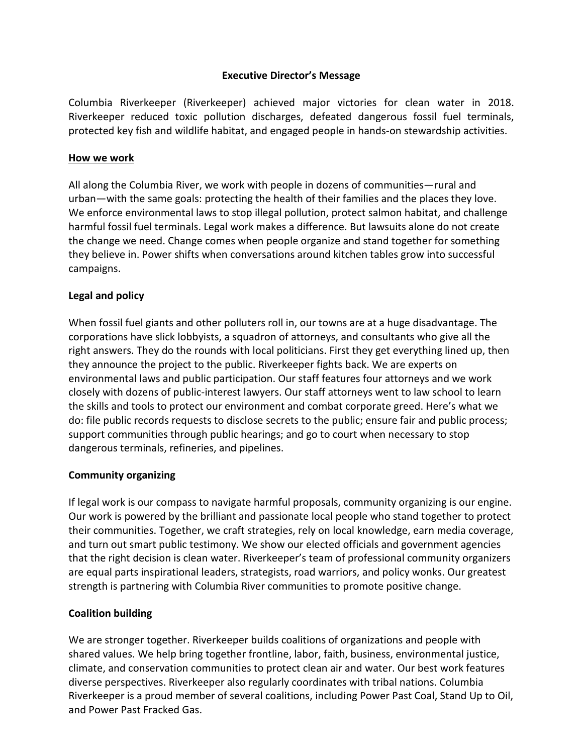## Executive Director's Message

Columbia Riverkeeper (Riverkeeper) achieved major victories for clean water in 2018. Riverkeeper reduced toxic pollution discharges, defeated dangerous fossil fuel terminals, protected key fish and wildlife habitat, and engaged people in hands-on stewardship activities.

### How we work

All along the Columbia River, we work with people in dozens of communities—rural and urban—with the same goals: protecting the health of their families and the places they love. We enforce environmental laws to stop illegal pollution, protect salmon habitat, and challenge harmful fossil fuel terminals. Legal work makes a difference. But lawsuits alone do not create the change we need. Change comes when people organize and stand together for something they believe in. Power shifts when conversations around kitchen tables grow into successful campaigns.

### Legal and policy

When fossil fuel giants and other polluters roll in, our towns are at a huge disadvantage. The corporations have slick lobbyists, a squadron of attorneys, and consultants who give all the right answers. They do the rounds with local politicians. First they get everything lined up, then they announce the project to the public. Riverkeeper fights back. We are experts on environmental laws and public participation. Our staff features four attorneys and we work closely with dozens of public-interest lawyers. Our staff attorneys went to law school to learn the skills and tools to protect our environment and combat corporate greed. Here's what we do: file public records requests to disclose secrets to the public; ensure fair and public process; support communities through public hearings; and go to court when necessary to stop dangerous terminals, refineries, and pipelines.

### Community organizing

If legal work is our compass to navigate harmful proposals, community organizing is our engine. Our work is powered by the brilliant and passionate local people who stand together to protect their communities. Together, we craft strategies, rely on local knowledge, earn media coverage, and turn out smart public testimony. We show our elected officials and government agencies that the right decision is clean water. Riverkeeper's team of professional community organizers are equal parts inspirational leaders, strategists, road warriors, and policy wonks. Our greatest strength is partnering with Columbia River communities to promote positive change.

### Coalition building

We are stronger together. Riverkeeper builds coalitions of organizations and people with shared values. We help bring together frontline, labor, faith, business, environmental justice, climate, and conservation communities to protect clean air and water. Our best work features diverse perspectives. Riverkeeper also regularly coordinates with tribal nations. Columbia Riverkeeper is a proud member of several coalitions, including Power Past Coal, Stand Up to Oil, and Power Past Fracked Gas.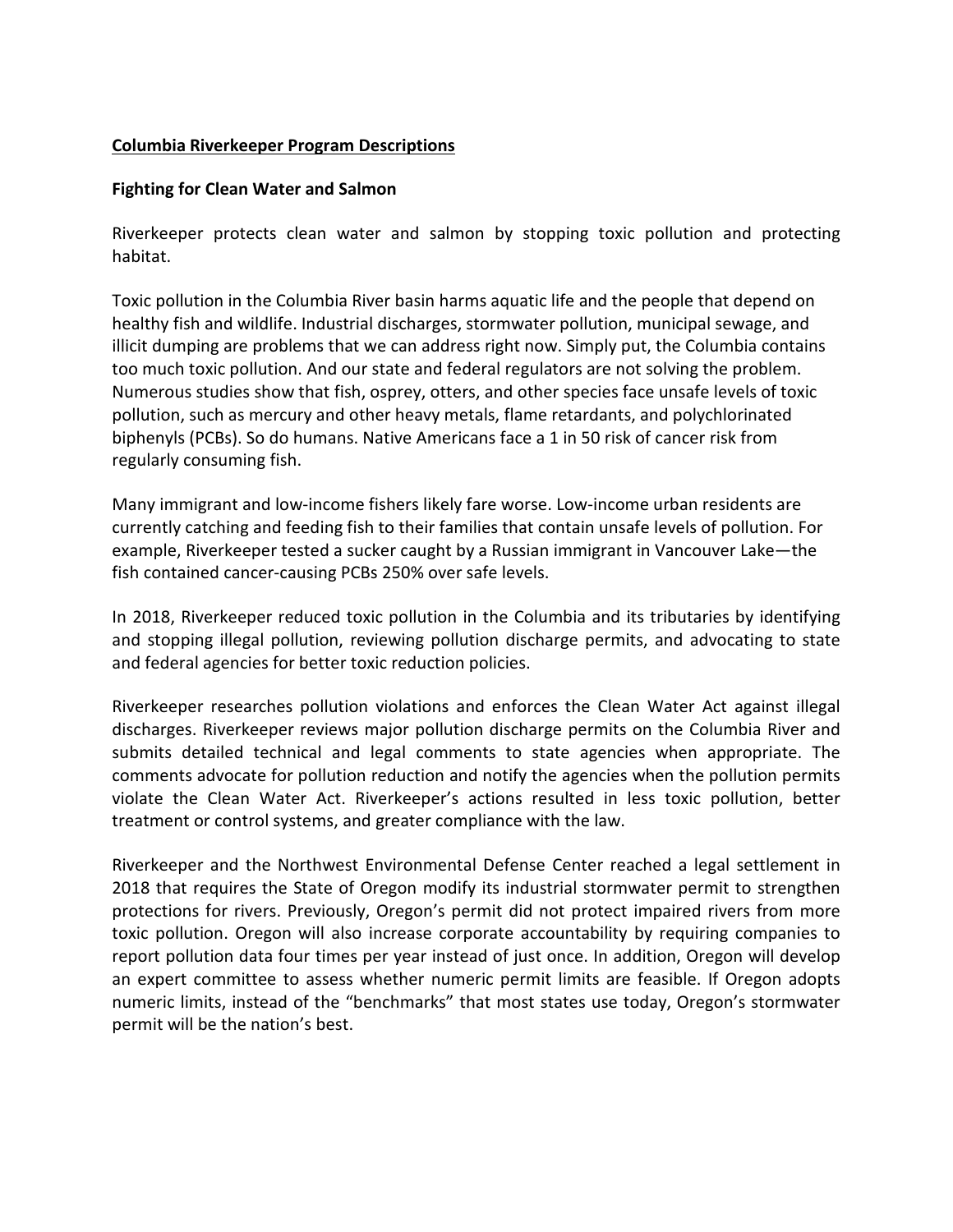**Columbia Riverkeeper Program Descriptions**

**Fighting for Clean Water and Salmon**

Riverkeeper protects clean water and salmon by stopping toxic pollution and protecting habitat.

Toxic pollution in the Columbia River basin harms aquatic life and the people that depend on healthy fish and wildlife. Industrial discharges, stormwater pollution, municipal sewage, and illicit dumping are problems that we can address right now. Simply put, the Columbia contains too much toxic pollution. And our state and federal regulators are not solving the problem. Numerous studies show that fish, osprey, otters, and other species face unsafe levels of toxic pollution, such as mercury and other heavy metals, flame retardants, and polychlorinated biphenyls (PCBs). So do humans. Native Americans face a 1 in 50 risk of cancer risk from regularly consuming fish.

Many immigrant and low-income fishers likely fare worse. Low-income urban residents are currently catching and feeding fish to their families that contain unsafe levels of pollution. For example, Riverkeeper tested a sucker caught by a Russian immigrant in Vancouver Lake—the fish contained cancer-causing PCBs 250% over safe levels.

In 2018, Riverkeeper reduced toxic pollution in the Columbia and its tributaries by identifying and stopping illegal pollution, reviewing pollution discharge permits, and advocating to state and federal agencies for better toxic reduction policies.

Riverkeeper researches pollution violations and enforces the Clean Water Act against illegal discharges. Riverkeeper reviews major pollution discharge permits on the Columbia River and submits detailed technical and legal comments to state agencies when appropriate. The comments advocate for pollution reduction and notify the agencies when the pollution permits violate the Clean Water Act. Riverkeeper's actions resulted in less toxic pollution, better treatment or control systems, and greater compliance with the law.

Riverkeeper and the Northwest Environmental Defense Center reached a legal settlement in 2018 that requires the State of Oregon modify its industrial stormwater permit to strengthen protections for rivers. Previously, Oregon's permit did not protect impaired rivers from more toxic pollution. Oregon will also increase corporate accountability by requiring companies to report pollution data four times per year instead of just once. In addition, Oregon will develop an expert committee to assess whether numeric permit limits are feasible. If Oregon adopts numeric limits, instead of the "benchmarks" that most states use today, Oregon's stormwater permit will be the nation's best.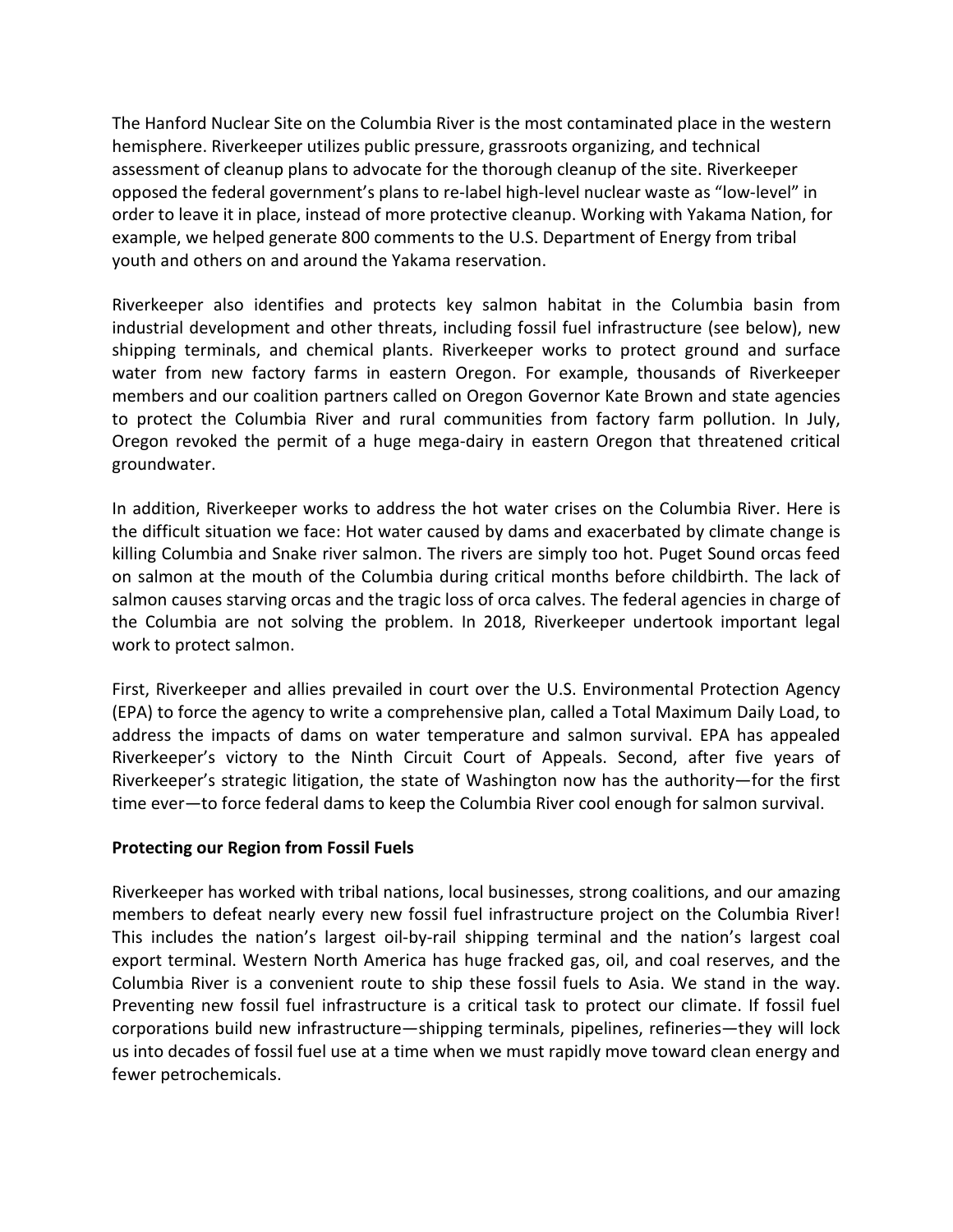The Hanford Nuclear Site on the Columbia River is the most contaminated place in the western hemisphere. Riverkeeper utilizes public pressure, grassroots organizing, and technical assessment of cleanup plans to advocate for the thorough cleanup of the site. Riverkeeper opposed the federal government's plans to re-label high-level nuclear waste as "low-level" in order to leave it in place, instead of more protective cleanup. Working with Yakama Nation, for example, we helped generate 800 comments to the U.S. Department of Energy from tribal youth and others on and around the Yakama reservation.

Riverkeeper also identifies and protects key salmon habitat in the Columbia basin from industrial development and other threats, including fossil fuel infrastructure (see below), new shipping terminals, and chemical plants. Riverkeeper works to protect ground and surface water from new factory farms in eastern Oregon. For example, thousands of Riverkeeper members and our coalition partners called on Oregon Governor Kate Brown and state agencies to protect the Columbia River and rural communities from factory farm pollution. In July, Oregon revoked the permit of a huge mega-dairy in eastern Oregon that threatened critical groundwater.

In addition, Riverkeeper works to address the hot water crises on the Columbia River. Here is the difficult situation we face: Hot water caused by dams and exacerbated by climate change is killing Columbia and Snake river salmon. The rivers are simply too hot. Puget Sound orcas feed on salmon at the mouth of the Columbia during critical months before childbirth. The lack of salmon causes starving orcas and the tragic loss of orca calves. The federal agencies in charge of the Columbia are not solving the problem. In 2018, Riverkeeper undertook important legal work to protect salmon.

First, Riverkeeper and allies prevailed in court over the U.S. Environmental Protection Agency (EPA) to force the agency to write a comprehensive plan, called a Total Maximum Daily Load, to address the impacts of dams on water temperature and salmon survival. EPA has appealed Riverkeeper's victory to the Ninth Circuit Court of Appeals. Second, after five years of Riverkeeper's strategic litigation, the state of Washington now has the authority—for the first time ever—to force federal dams to keep the Columbia River cool enough for salmon survival.

**Protecting our Region from Fossil Fuels**

Riverkeeper has worked with tribal nations, local businesses, strong coalitions, and our amazing members to defeat nearly every new fossil fuel infrastructure project on the Columbia River! This includes the nation's largest oil-by-rail shipping terminal and the nation's largest coal export terminal. Western North America has huge fracked gas, oil, and coal reserves, and the Columbia River is a convenient route to ship these fossil fuels to Asia. We stand in the way. Preventing new fossil fuel infrastructure is a critical task to protect our climate. If fossil fuel corporations build new infrastructure—shipping terminals, pipelines, refineries—they will lock us into decades of fossil fuel use at a time when we must rapidly move toward clean energy and fewer petrochemicals.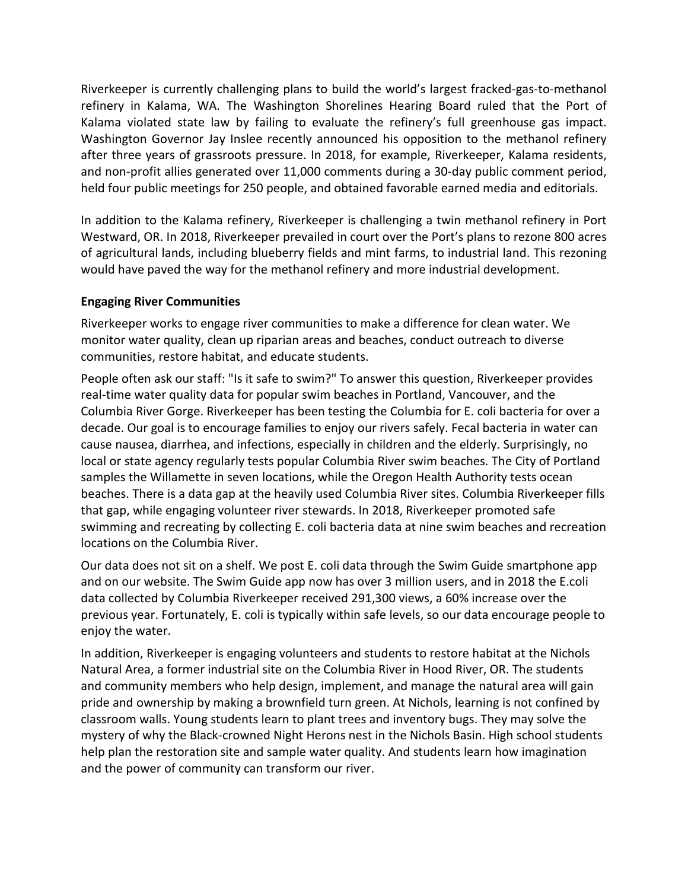Riverkeeper is currently challenging plans to build the world's largest fracked-gas-to-methanol refinery in Kalama, WA. The Washington Shorelines Hearing Board ruled that the Port of Kalama violated state law by failing to evaluate the refinery's full greenhouse gas impact. Washington Governor Jay Inslee recently announced his opposition to the methanol refinery after three years of grassroots pressure. In 2018, for example, Riverkeeper, Kalama residents, and non-profit allies generated over 11,000 comments during a 30-day public comment period, held four public meetings for 250 people, and obtained favorable earned media and editorials.

In addition to the Kalama refinery, Riverkeeper is challenging a twin methanol refinery in Port Westward, OR. In 2018, Riverkeeper prevailed in court over the Port's plans to rezone 800 acres of agricultural lands, including blueberry fields and mint farms, to industrial land. This rezoning would have paved the way for the methanol refinery and more industrial development.

**Engaging River Communities**

Riverkeeper works to engage river communities to make a difference for clean water. We monitor water quality, clean up riparian areas and beaches, conduct outreach to diverse communities, restore habitat, and educate students.

People often ask our staff: "Is it safe to swim?" To answer this question, Riverkeeper provides real-time water quality data for popular swim beaches in Portland, Vancouver, and the Columbia River Gorge. Riverkeeper has been testing the Columbia for E. coli bacteria for over a decade. Our goal is to encourage families to enjoy our rivers safely. Fecal bacteria in water can cause nausea, diarrhea, and infections, especially in children and the elderly. Surprisingly, no local or state agency regularly tests popular Columbia River swim beaches. The City of Portland samples the Willamette in seven locations, while the Oregon Health Authority tests ocean beaches. There is a data gap at the heavily used Columbia River sites. Columbia Riverkeeper fills that gap, while engaging volunteer river stewards. In 2018, Riverkeeper promoted safe swimming and recreating by collecting E. coli bacteria data at nine swim beaches and recreation locations on the Columbia River.

Our data does not sit on a shelf. We post E. coli data through the Swim Guide smartphone app and on our website. The Swim Guide app now has over 3 million users, and in 2018 the E.coli data collected by Columbia Riverkeeper received 291,300 views, a 60% increase over the previous year. Fortunately, E. coli is typically within safe levels, so our data encourage people to enjoy the water.

In addition, Riverkeeper is engaging volunteers and students to restore habitat at the Nichols Natural Area, a former industrial site on the Columbia River in Hood River, OR. The students and community members who help design, implement, and manage the natural area will gain pride and ownership by making a brownfield turn green. At Nichols, learning is not confined by classroom walls. Young students learn to plant trees and inventory bugs. They may solve the mystery of why the Black-crowned Night Herons nest in the Nichols Basin. High school students help plan the restoration site and sample water quality. And students learn how imagination and the power of community can transform our river.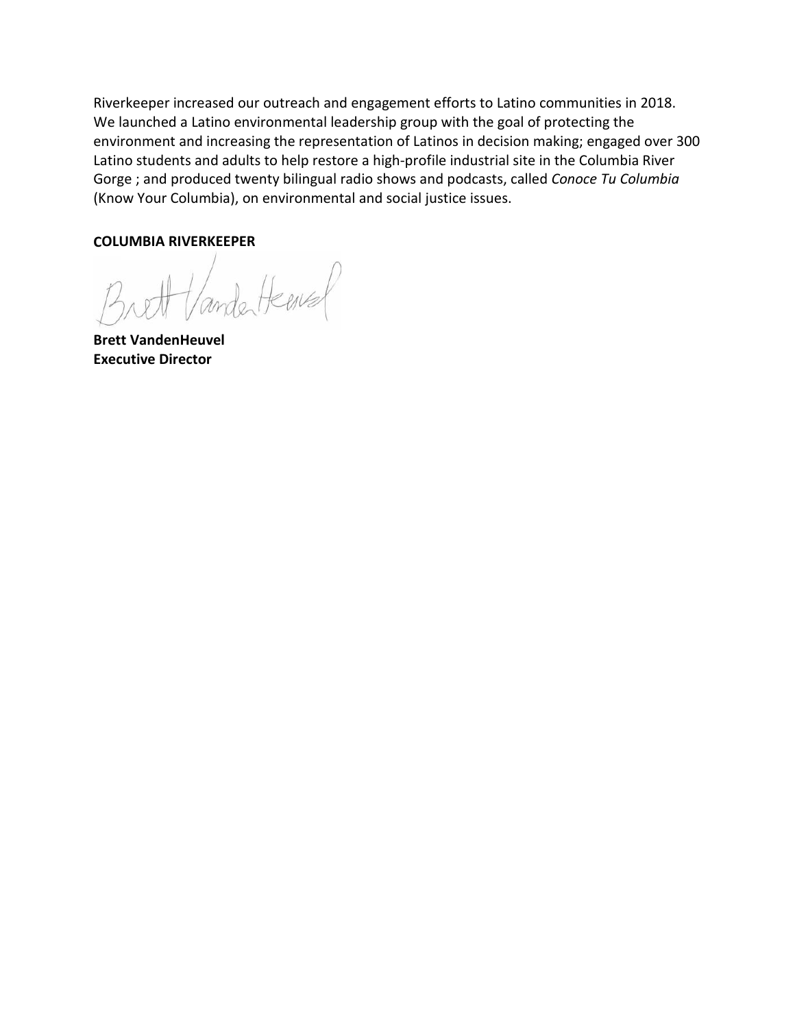Riverkeeper increased our outreach and engagement efforts to Latino communities in 2018. We launched a Latino environmental leadership group with the goal of protecting the environment and increasing the representation of Latinos in decision making; engaged over 300 Latino students and adults to help restore a high-profile industrial site in the Columbia River Gorge ; and produced twenty bilingual radio shows and podcasts, called *Conoce Tu Columbia* (Know Your Columbia), on environmental and social justice issues.

**COLUMBIA RIVERKEEPER**

**Brett VandenHeuvel**
**Executive Director**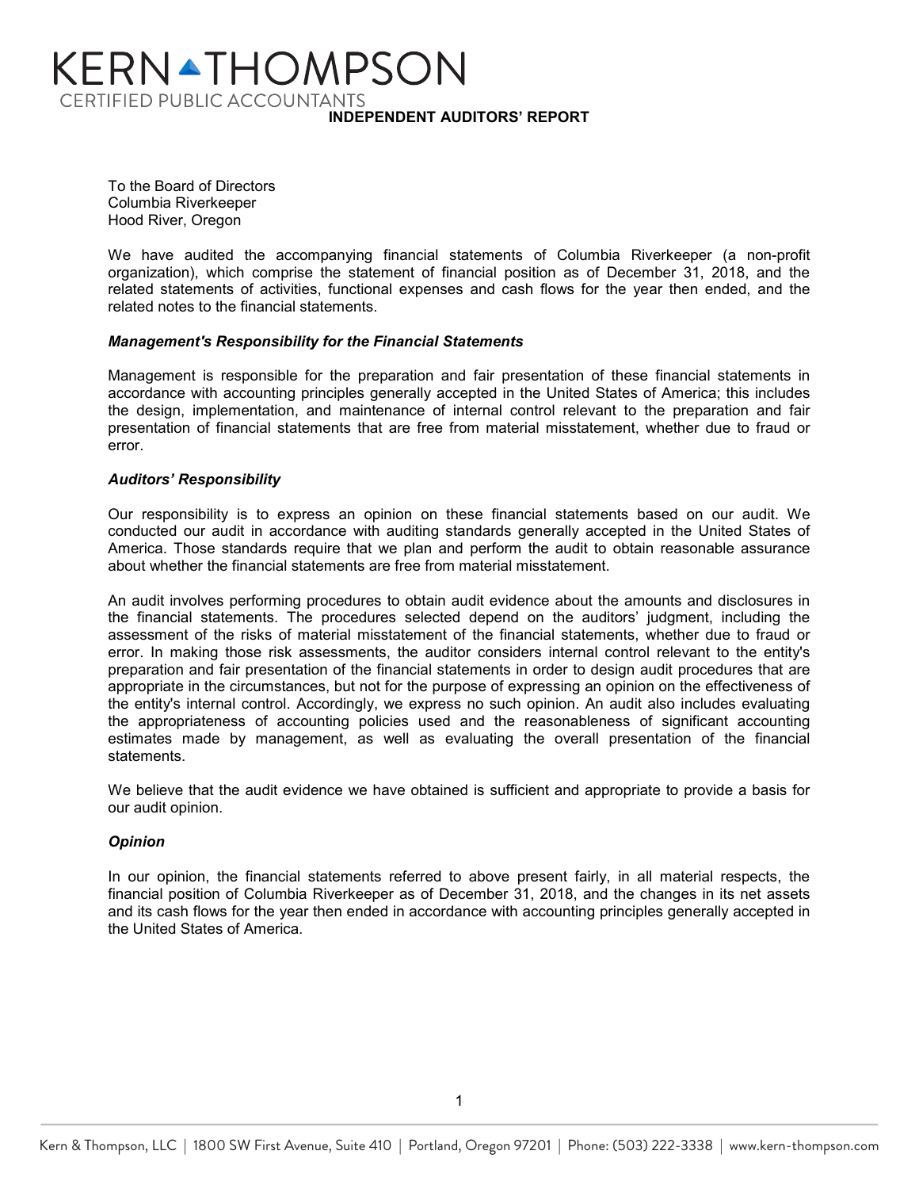# KERN THOMPSON

CERTIFIED PUBLIC ACCOUNTANTS

## INDEPENDENT AUDITORS' REPORT

To the Board of Directors
Columbia Riverkeeper
Hood River, Oregon

We have audited the accompanying financial statements of Columbia Riverkeeper (a non-profit organization), which comprise the statement of financial position as of December 31, 2018, and the related statements of activities, functional expenses and cash flows for the year then ended, and the related notes to the financial statements.

### *Management's Responsibility for the Financial Statements*

Management is responsible for the preparation and fair presentation of these financial statements in accordance with accounting principles generally accepted in the United States of America; this includes the design, implementation, and maintenance of internal control relevant to the preparation and fair presentation of financial statements that are free from material misstatement, whether due to fraud or error.

### *Auditors' Responsibility*

Our responsibility is to express an opinion on these financial statements based on our audit. We conducted our audit in accordance with auditing standards generally accepted in the United States of America. Those standards require that we plan and perform the audit to obtain reasonable assurance about whether the financial statements are free from material misstatement.

An audit involves performing procedures to obtain audit evidence about the amounts and disclosures in the financial statements. The procedures selected depend on the auditors' judgment, including the assessment of the risks of material misstatement of the financial statements, whether due to fraud or error. In making those risk assessments, the auditor considers internal control relevant to the entity's preparation and fair presentation of the financial statements in order to design audit procedures that are appropriate in the circumstances, but not for the purpose of expressing an opinion on the effectiveness of the entity's internal control. Accordingly, we express no such opinion. An audit also includes evaluating the appropriateness of accounting policies used and the reasonableness of significant accounting estimates made by management, as well as evaluating the overall presentation of the financial statements.

We believe that the audit evidence we have obtained is sufficient and appropriate to provide a basis for our audit opinion.

### *Opinion*

In our opinion, the financial statements referred to above present fairly, in all material respects, the financial position of Columbia Riverkeeper as of December 31, 2018, and the changes in its net assets and its cash flows for the year then ended in accordance with accounting principles generally accepted in the United States of America.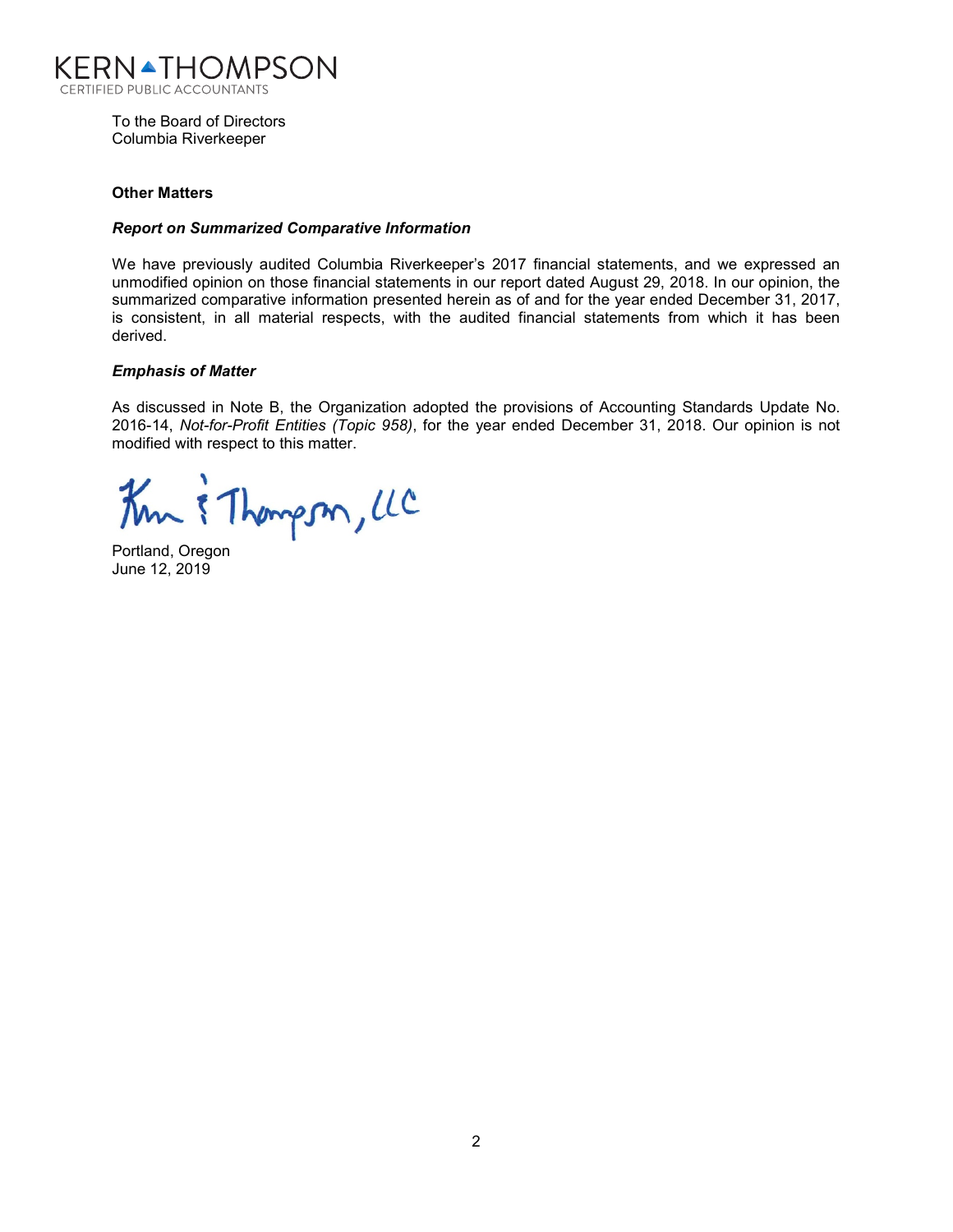KERN THOMPSON
CERTIFIED PUBLIC ACCOUNTANTS

To the Board of Directors
Columbia Riverkeeper

**Other Matters**

***Report on Summarized Comparative Information***

We have previously audited Columbia Riverkeeper's 2017 financial statements, and we expressed an unmodified opinion on those financial statements in our report dated August 29, 2018. In our opinion, the summarized comparative information presented herein as of and for the year ended December 31, 2017, is consistent, in all material respects, with the audited financial statements from which it has been derived.

***Emphasis of Matter***

As discussed in Note B, the Organization adopted the provisions of Accounting Standards Update No. 2016-14, *Not-for-Profit Entities (Topic 958)*, for the year ended December 31, 2018. Our opinion is not modified with respect to this matter.

Kern & Thompson, LLC

Portland, Oregon
June 12, 2019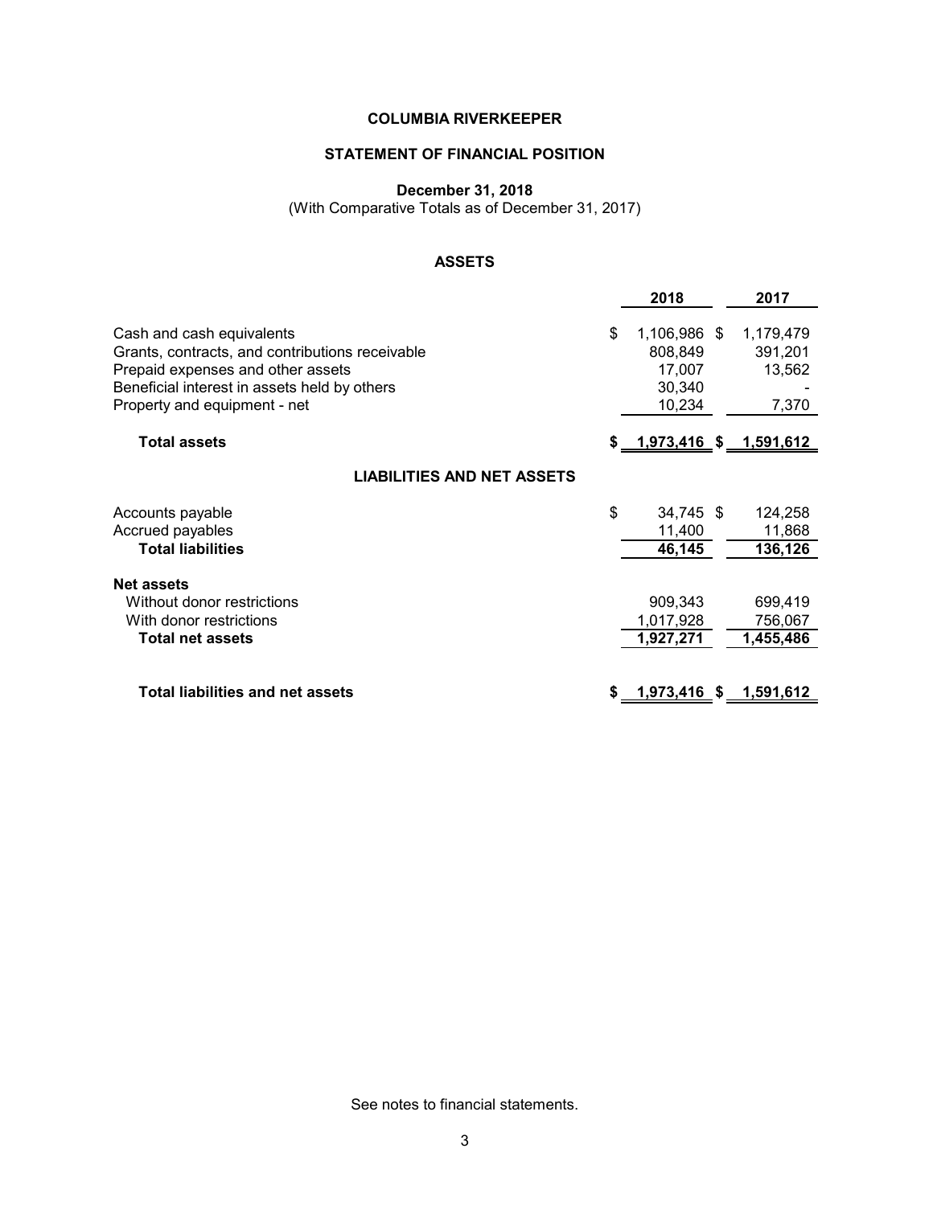# COLUMBIA RIVERKEEPER

## STATEMENT OF FINANCIAL POSITION

**December 31, 2018**
(With Comparative Totals as of December 31, 2017)

### ASSETS

| | 2018 | 2017 |
|---|---|---|
| Cash and cash equivalents | $ 1,106,986 | $ 1,179,479 |
| Grants, contracts, and contributions receivable | 808,849 | 391,201 |
| Prepaid expenses and other assets | 17,007 | 13,562 |
| Beneficial interest in assets held by others | 30,340 | - |
| Property and equipment - net | 10,234 | 7,370 |
| **Total assets** | **$ 1,973,416** | **$ 1,591,612** |

### LIABILITIES AND NET ASSETS

| | 2018 | 2017 |
|---|---|---|
| Accounts payable | $ 34,745 | $ 124,258 |
| Accrued payables | 11,400 | 11,868 |
| **Total liabilities** | **46,145** | **136,126** |
| **Net assets** | | |
| Without donor restrictions | 909,343 | 699,419 |
| With donor restrictions | 1,017,928 | 756,067 |
| **Total net assets** | **1,927,271** | **1,455,486** |
| **Total liabilities and net assets** | **$ 1,973,416** | **$ 1,591,612** |

See notes to financial statements.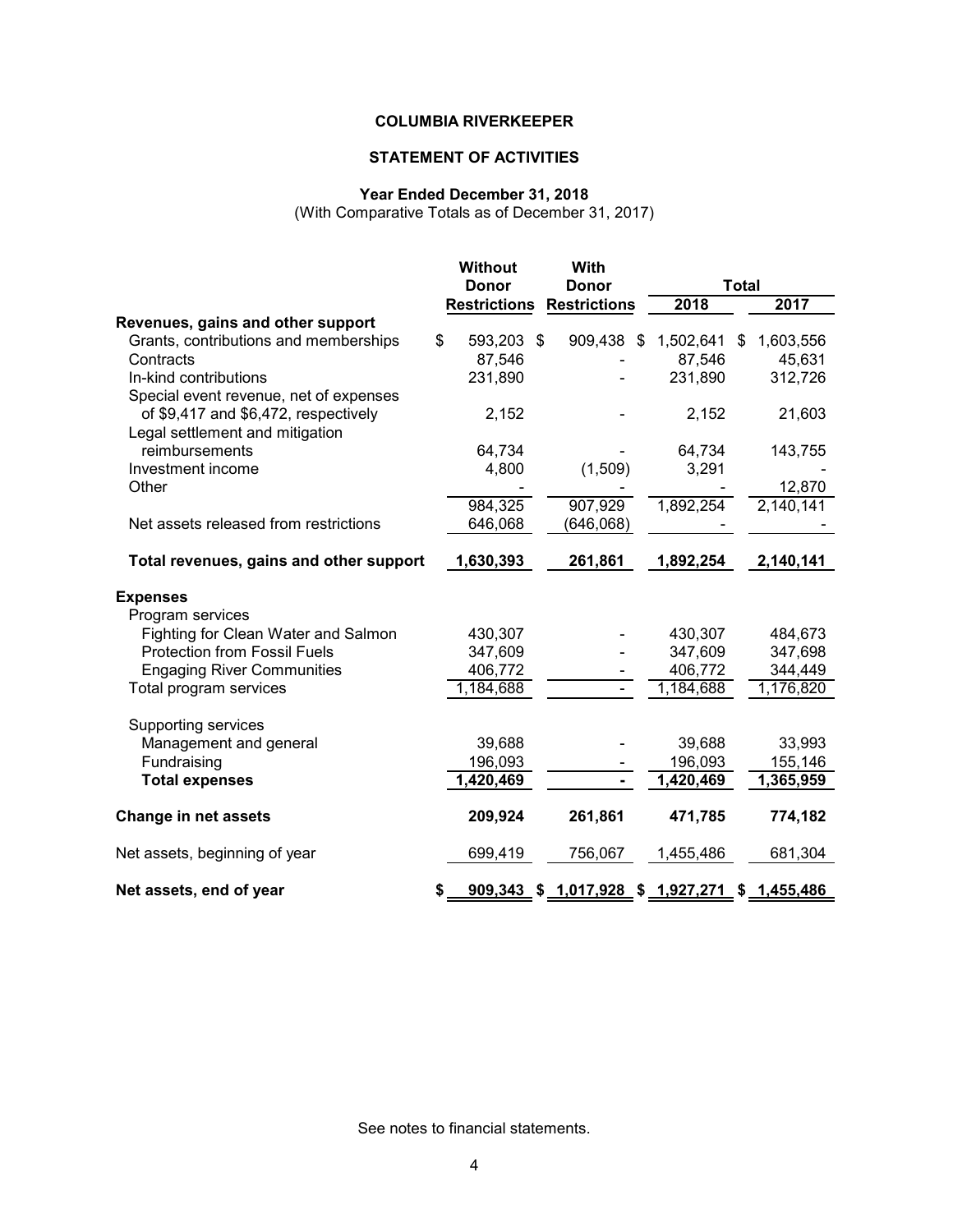**COLUMBIA RIVERKEEPER**

**STATEMENT OF ACTIVITIES**

**Year Ended December 31, 2018**
(With Comparative Totals as of December 31, 2017)

| | Without Donor Restrictions | With Donor Restrictions | Total 2018 | Total 2017 |
|---|---|---|---|---|
| **Revenues, gains and other support** | | | | |
| Grants, contributions and memberships | $ 593,203 | $ 909,438 | $ 1,502,641 | $ 1,603,556 |
| Contracts | 87,546 | - | 87,546 | 45,631 |
| In-kind contributions | 231,890 | - | 231,890 | 312,726 |
| Special event revenue, net of expenses of $9,417 and $6,472, respectively | 2,152 | - | 2,152 | 21,603 |
| Legal settlement and mitigation reimbursements | 64,734 | - | 64,734 | 143,755 |
| Investment income | 4,800 | (1,509) | 3,291 | - |
| Other | - | - | - | 12,870 |
| | 984,325 | 907,929 | 1,892,254 | 2,140,141 |
| Net assets released from restrictions | 646,068 | (646,068) | - | - |
| **Total revenues, gains and other support** | **1,630,393** | **261,861** | **1,892,254** | **2,140,141** |
| **Expenses** | | | | |
| Program services | | | | |
| Fighting for Clean Water and Salmon | 430,307 | - | 430,307 | 484,673 |
| Protection from Fossil Fuels | 347,609 | - | 347,609 | 347,698 |
| Engaging River Communities | 406,772 | - | 406,772 | 344,449 |
| Total program services | 1,184,688 | - | 1,184,688 | 1,176,820 |
| Supporting services | | | | |
| Management and general | 39,688 | - | 39,688 | 33,993 |
| Fundraising | 196,093 | - | 196,093 | 155,146 |
| **Total expenses** | **1,420,469** | **-** | **1,420,469** | **1,365,959** |
| **Change in net assets** | **209,924** | **261,861** | **471,785** | **774,182** |
| Net assets, beginning of year | 699,419 | 756,067 | 1,455,486 | 681,304 |
| **Net assets, end of year** | **$ 909,343** | **$ 1,017,928** | **$ 1,927,271** | **$ 1,455,486** |

See notes to financial statements.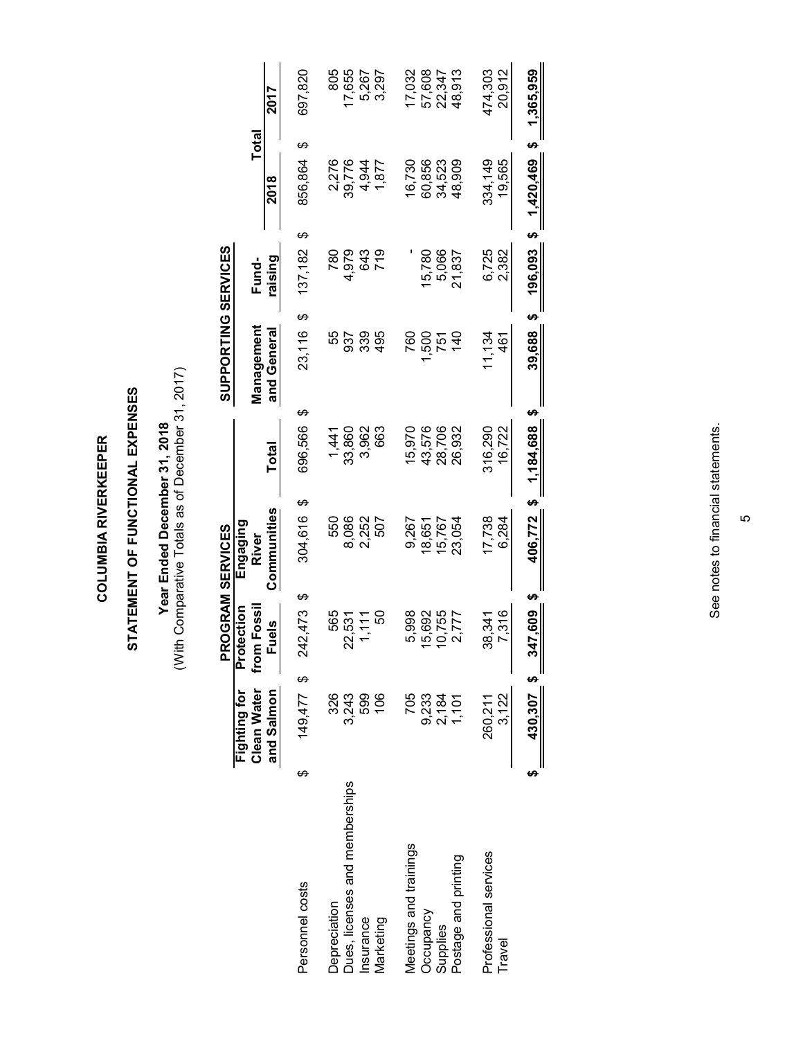# COLUMBIA RIVERKEEPER

## STATEMENT OF FUNCTIONAL EXPENSES

### Year Ended December 31, 2018

(With Comparative Totals as of December 31, 2017)

| | PROGRAM SERVICES | | | | SUPPORTING SERVICES | | Total | |
|---|---|---|---|---|---|---|---|---|
| | Fighting for Clean Water and Salmon | Protection from Fossil Fuels | Engaging River Communities | Total | Management and General | Fund-raising | 2018 | 2017 |
| Personnel costs | $ 149,477 | $ 242,473 | $ 304,616 | $ 696,566 | $ 23,116 | $ 137,182 | $ 856,864 | $ 697,820 |
| Depreciation | 326 | 565 | 550 | 1,441 | 55 | 780 | 2,276 | 805 |
| Dues, licenses and memberships | 3,243 | 22,531 | 8,086 | 33,860 | 937 | 4,979 | 39,776 | 17,655 |
| Insurance | 599 | 1,111 | 2,252 | 3,962 | 339 | 643 | 4,944 | 5,267 |
| Marketing | 106 | 50 | 507 | 663 | 495 | 719 | 1,877 | 3,297 |
| Meetings and trainings | 705 | 5,998 | 9,267 | 15,970 | 760 | - | 16,730 | 17,032 |
| Occupancy | 9,233 | 15,692 | 18,651 | 43,576 | 1,500 | 15,780 | 60,856 | 57,608 |
| Supplies | 2,184 | 10,755 | 15,767 | 28,706 | 751 | 5,066 | 34,523 | 22,347 |
| Postage and printing | 1,101 | 2,777 | 23,054 | 26,932 | 140 | 21,837 | 48,909 | 48,913 |
| Professional services | 260,211 | 38,341 | 17,738 | 316,290 | 11,134 | 6,725 | 334,149 | 474,303 |
| Travel | 3,122 | 7,316 | 6,284 | 16,722 | 461 | 2,382 | 19,565 | 20,912 |
| | $ 430,307 | $ 347,609 | $ 406,772 | $ 1,184,688 | $ 39,688 | $ 196,093 | $ 1,420,469 | $ 1,365,959 |

See notes to financial statements.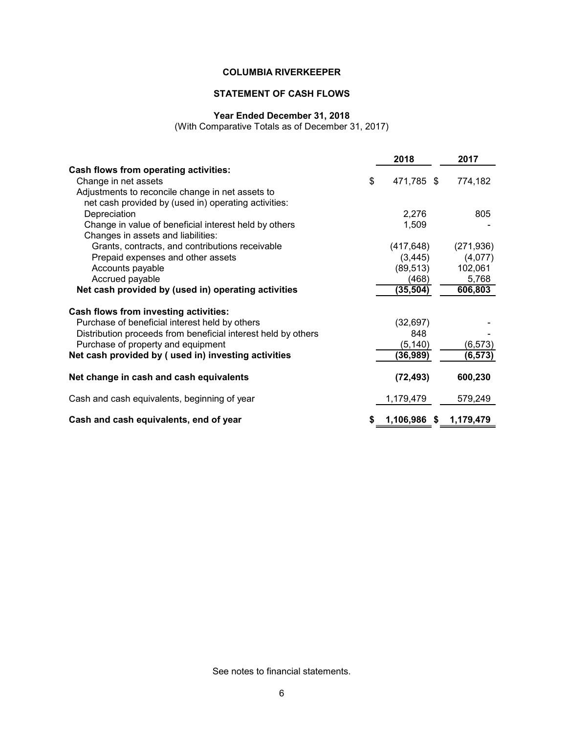**COLUMBIA RIVERKEEPER**

**STATEMENT OF CASH FLOWS**

**Year Ended December 31, 2018**
(With Comparative Totals as of December 31, 2017)

| | 2018 | 2017 |
|---|---|---|
| **Cash flows from operating activities:** | | |
| Change in net assets | $ 471,785 | $ 774,182 |
| Adjustments to reconcile change in net assets to net cash provided by (used in) operating activities: | | |
| Depreciation | 2,276 | 805 |
| Change in value of beneficial interest held by others | 1,509 | - |
| Changes in assets and liabilities: | | |
| Grants, contracts, and contributions receivable | (417,648) | (271,936) |
| Prepaid expenses and other assets | (3,445) | (4,077) |
| Accounts payable | (89,513) | 102,061 |
| Accrued payable | (468) | 5,768 |
| **Net cash provided by (used in) operating activities** | **(35,504)** | **606,803** |
| **Cash flows from investing activities:** | | |
| Purchase of beneficial interest held by others | (32,697) | - |
| Distribution proceeds from beneficial interest held by others | 848 | - |
| Purchase of property and equipment | (5,140) | (6,573) |
| **Net cash provided by ( used in) investing activities** | **(36,989)** | **(6,573)** |
| **Net change in cash and cash equivalents** | **(72,493)** | **600,230** |
| Cash and cash equivalents, beginning of year | 1,179,479 | 579,249 |
| **Cash and cash equivalents, end of year** | **$ 1,106,986** | **$ 1,179,479** |

See notes to financial statements.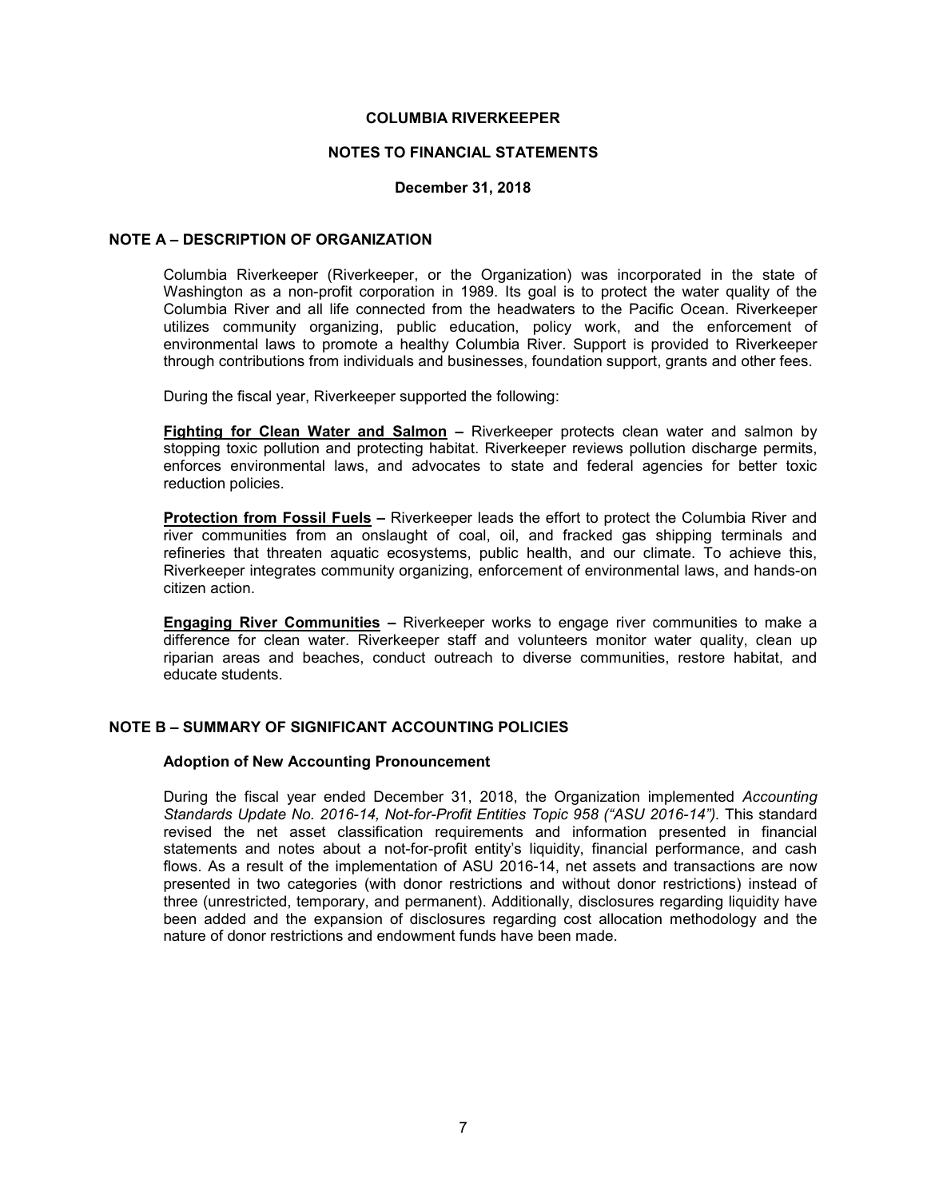# COLUMBIA RIVERKEEPER

## NOTES TO FINANCIAL STATEMENTS

**December 31, 2018**

## NOTE A – DESCRIPTION OF ORGANIZATION

Columbia Riverkeeper (Riverkeeper, or the Organization) was incorporated in the state of Washington as a non-profit corporation in 1989. Its goal is to protect the water quality of the Columbia River and all life connected from the headwaters to the Pacific Ocean. Riverkeeper utilizes community organizing, public education, policy work, and the enforcement of environmental laws to promote a healthy Columbia River. Support is provided to Riverkeeper through contributions from individuals and businesses, foundation support, grants and other fees.

During the fiscal year, Riverkeeper supported the following:

**Fighting for Clean Water and Salmon –** Riverkeeper protects clean water and salmon by stopping toxic pollution and protecting habitat. Riverkeeper reviews pollution discharge permits, enforces environmental laws, and advocates to state and federal agencies for better toxic reduction policies.

**Protection from Fossil Fuels –** Riverkeeper leads the effort to protect the Columbia River and river communities from an onslaught of coal, oil, and fracked gas shipping terminals and refineries that threaten aquatic ecosystems, public health, and our climate. To achieve this, Riverkeeper integrates community organizing, enforcement of environmental laws, and hands-on citizen action.

**Engaging River Communities –** Riverkeeper works to engage river communities to make a difference for clean water. Riverkeeper staff and volunteers monitor water quality, clean up riparian areas and beaches, conduct outreach to diverse communities, restore habitat, and educate students.

## NOTE B – SUMMARY OF SIGNIFICANT ACCOUNTING POLICIES

### Adoption of New Accounting Pronouncement

During the fiscal year ended December 31, 2018, the Organization implemented *Accounting Standards Update No. 2016-14, Not-for-Profit Entities Topic 958 ("ASU 2016-14").* This standard revised the net asset classification requirements and information presented in financial statements and notes about a not-for-profit entity's liquidity, financial performance, and cash flows. As a result of the implementation of ASU 2016-14, net assets and transactions are now presented in two categories (with donor restrictions and without donor restrictions) instead of three (unrestricted, temporary, and permanent). Additionally, disclosures regarding liquidity have been added and the expansion of disclosures regarding cost allocation methodology and the nature of donor restrictions and endowment funds have been made.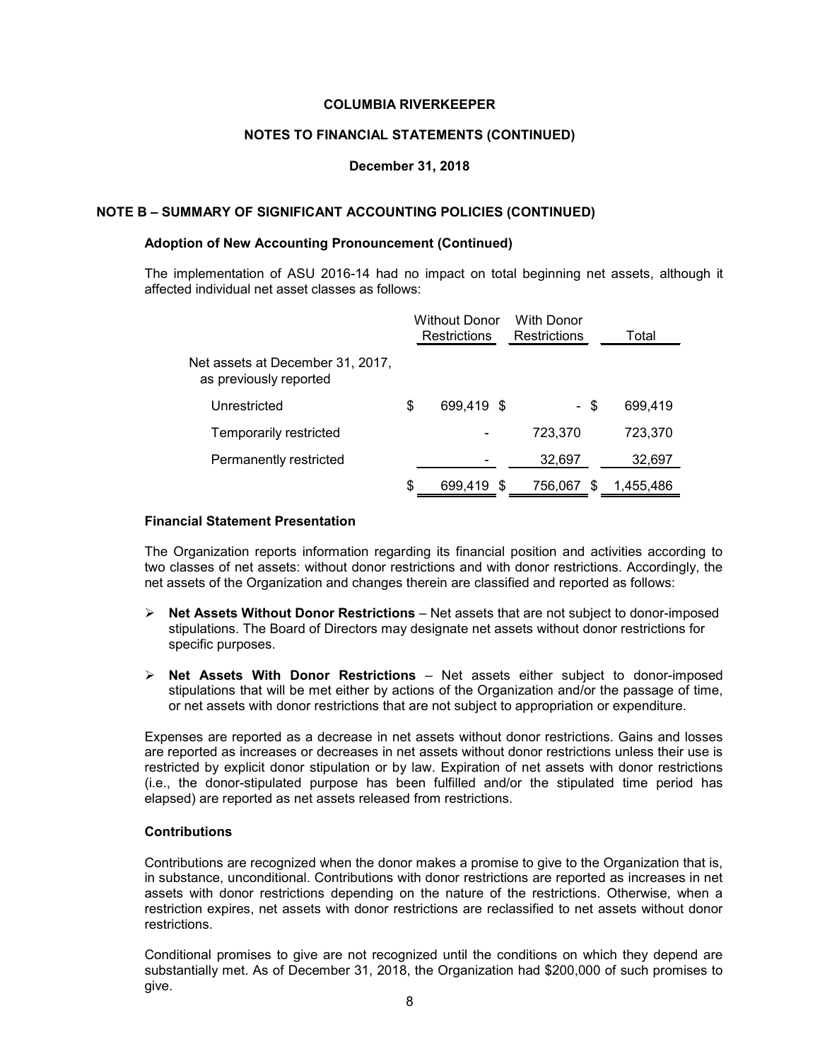**COLUMBIA RIVERKEEPER**

**NOTES TO FINANCIAL STATEMENTS (CONTINUED)**

**December 31, 2018**

## NOTE B – SUMMARY OF SIGNIFICANT ACCOUNTING POLICIES (CONTINUED)

### Adoption of New Accounting Pronouncement (Continued)

The implementation of ASU 2016-14 had no impact on total beginning net assets, although it affected individual net asset classes as follows:

| | Without Donor Restrictions | With Donor Restrictions | Total |
|---|---|---|---|
| Net assets at December 31, 2017, as previously reported | | | |
| Unrestricted | $ 699,419 | $ - | $ 699,419 |
| Temporarily restricted | - | 723,370 | 723,370 |
| Permanently restricted | - | 32,697 | 32,697 |
| | $ 699,419 | $ 756,067 | $ 1,455,486 |

### Financial Statement Presentation

The Organization reports information regarding its financial position and activities according to two classes of net assets: without donor restrictions and with donor restrictions. Accordingly, the net assets of the Organization and changes therein are classified and reported as follows:

- **Net Assets Without Donor Restrictions** – Net assets that are not subject to donor-imposed stipulations. The Board of Directors may designate net assets without donor restrictions for specific purposes.
- **Net Assets With Donor Restrictions** – Net assets either subject to donor-imposed stipulations that will be met either by actions of the Organization and/or the passage of time, or net assets with donor restrictions that are not subject to appropriation or expenditure.

Expenses are reported as a decrease in net assets without donor restrictions. Gains and losses are reported as increases or decreases in net assets without donor restrictions unless their use is restricted by explicit donor stipulation or by law. Expiration of net assets with donor restrictions (i.e., the donor-stipulated purpose has been fulfilled and/or the stipulated time period has elapsed) are reported as net assets released from restrictions.

### Contributions

Contributions are recognized when the donor makes a promise to give to the Organization that is, in substance, unconditional. Contributions with donor restrictions are reported as increases in net assets with donor restrictions depending on the nature of the restrictions. Otherwise, when a restriction expires, net assets with donor restrictions are reclassified to net assets without donor restrictions.

Conditional promises to give are not recognized until the conditions on which they depend are substantially met. As of December 31, 2018, the Organization had $200,000 of such promises to give.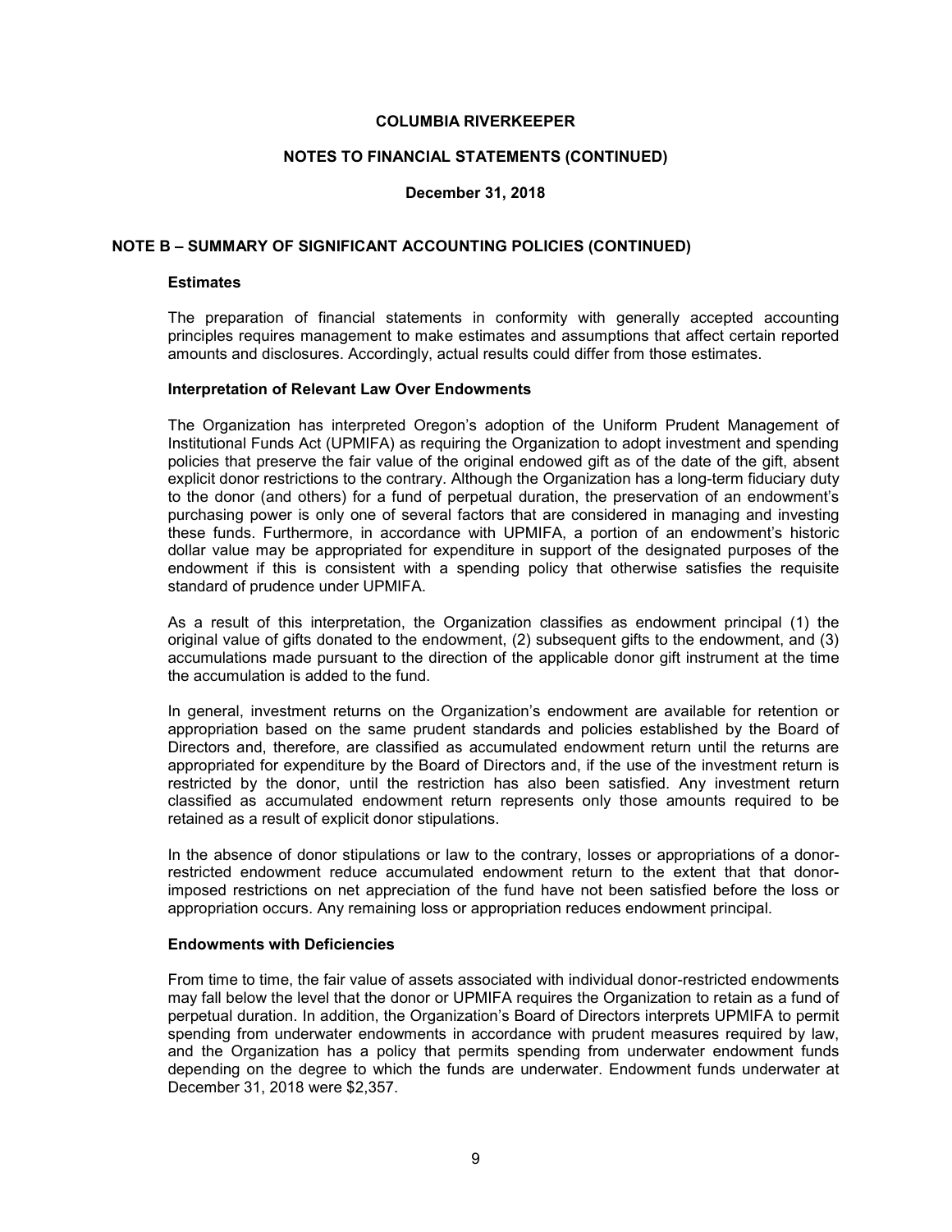## NOTE B – SUMMARY OF SIGNIFICANT ACCOUNTING POLICIES (CONTINUED)

### Estimates

The preparation of financial statements in conformity with generally accepted accounting principles requires management to make estimates and assumptions that affect certain reported amounts and disclosures. Accordingly, actual results could differ from those estimates.

### Interpretation of Relevant Law Over Endowments

The Organization has interpreted Oregon's adoption of the Uniform Prudent Management of Institutional Funds Act (UPMIFA) as requiring the Organization to adopt investment and spending policies that preserve the fair value of the original endowed gift as of the date of the gift, absent explicit donor restrictions to the contrary. Although the Organization has a long-term fiduciary duty to the donor (and others) for a fund of perpetual duration, the preservation of an endowment's purchasing power is only one of several factors that are considered in managing and investing these funds. Furthermore, in accordance with UPMIFA, a portion of an endowment's historic dollar value may be appropriated for expenditure in support of the designated purposes of the endowment if this is consistent with a spending policy that otherwise satisfies the requisite standard of prudence under UPMIFA.

As a result of this interpretation, the Organization classifies as endowment principal (1) the original value of gifts donated to the endowment, (2) subsequent gifts to the endowment, and (3) accumulations made pursuant to the direction of the applicable donor gift instrument at the time the accumulation is added to the fund.

In general, investment returns on the Organization's endowment are available for retention or appropriation based on the same prudent standards and policies established by the Board of Directors and, therefore, are classified as accumulated endowment return until the returns are appropriated for expenditure by the Board of Directors and, if the use of the investment return is restricted by the donor, until the restriction has also been satisfied. Any investment return classified as accumulated endowment return represents only those amounts required to be retained as a result of explicit donor stipulations.

In the absence of donor stipulations or law to the contrary, losses or appropriations of a donor-restricted endowment reduce accumulated endowment return to the extent that that donor-imposed restrictions on net appreciation of the fund have not been satisfied before the loss or appropriation occurs. Any remaining loss or appropriation reduces endowment principal.

### Endowments with Deficiencies

From time to time, the fair value of assets associated with individual donor-restricted endowments may fall below the level that the donor or UPMIFA requires the Organization to retain as a fund of perpetual duration. In addition, the Organization's Board of Directors interprets UPMIFA to permit spending from underwater endowments in accordance with prudent measures required by law, and the Organization has a policy that permits spending from underwater endowment funds depending on the degree to which the funds are underwater. Endowment funds underwater at December 31, 2018 were $2,357.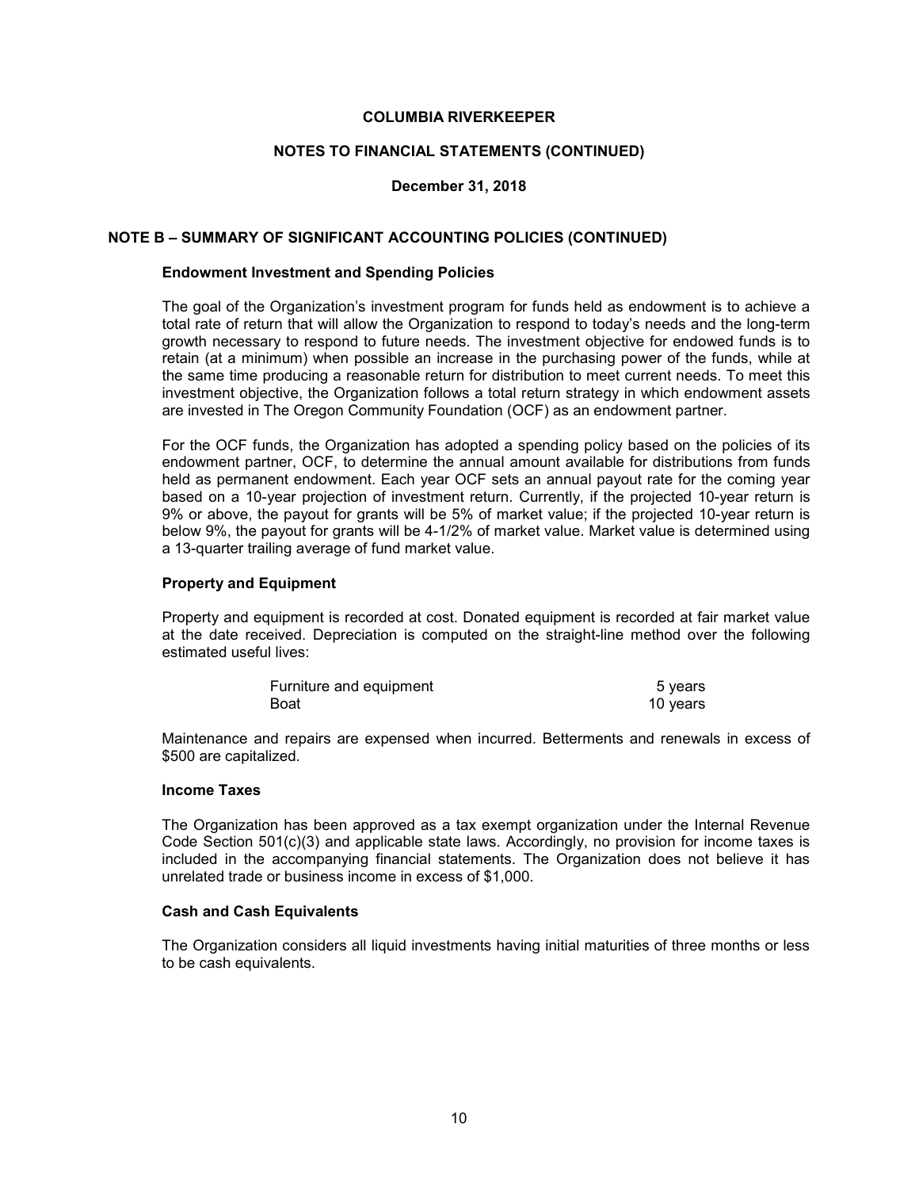# COLUMBIA RIVERKEEPER

## NOTES TO FINANCIAL STATEMENTS (CONTINUED)

### December 31, 2018

## NOTE B – SUMMARY OF SIGNIFICANT ACCOUNTING POLICIES (CONTINUED)

### Endowment Investment and Spending Policies

The goal of the Organization's investment program for funds held as endowment is to achieve a total rate of return that will allow the Organization to respond to today's needs and the long-term growth necessary to respond to future needs. The investment objective for endowed funds is to retain (at a minimum) when possible an increase in the purchasing power of the funds, while at the same time producing a reasonable return for distribution to meet current needs. To meet this investment objective, the Organization follows a total return strategy in which endowment assets are invested in The Oregon Community Foundation (OCF) as an endowment partner.

For the OCF funds, the Organization has adopted a spending policy based on the policies of its endowment partner, OCF, to determine the annual amount available for distributions from funds held as permanent endowment. Each year OCF sets an annual payout rate for the coming year based on a 10-year projection of investment return. Currently, if the projected 10-year return is 9% or above, the payout for grants will be 5% of market value; if the projected 10-year return is below 9%, the payout for grants will be 4-1/2% of market value. Market value is determined using a 13-quarter trailing average of fund market value.

### Property and Equipment

Property and equipment is recorded at cost. Donated equipment is recorded at fair market value at the date received. Depreciation is computed on the straight-line method over the following estimated useful lives:

| | |
|---|---|
| Furniture and equipment | 5 years |
| Boat | 10 years |

Maintenance and repairs are expensed when incurred. Betterments and renewals in excess of $500 are capitalized.

### Income Taxes

The Organization has been approved as a tax exempt organization under the Internal Revenue Code Section 501(c)(3) and applicable state laws. Accordingly, no provision for income taxes is included in the accompanying financial statements. The Organization does not believe it has unrelated trade or business income in excess of $1,000.

### Cash and Cash Equivalents

The Organization considers all liquid investments having initial maturities of three months or less to be cash equivalents.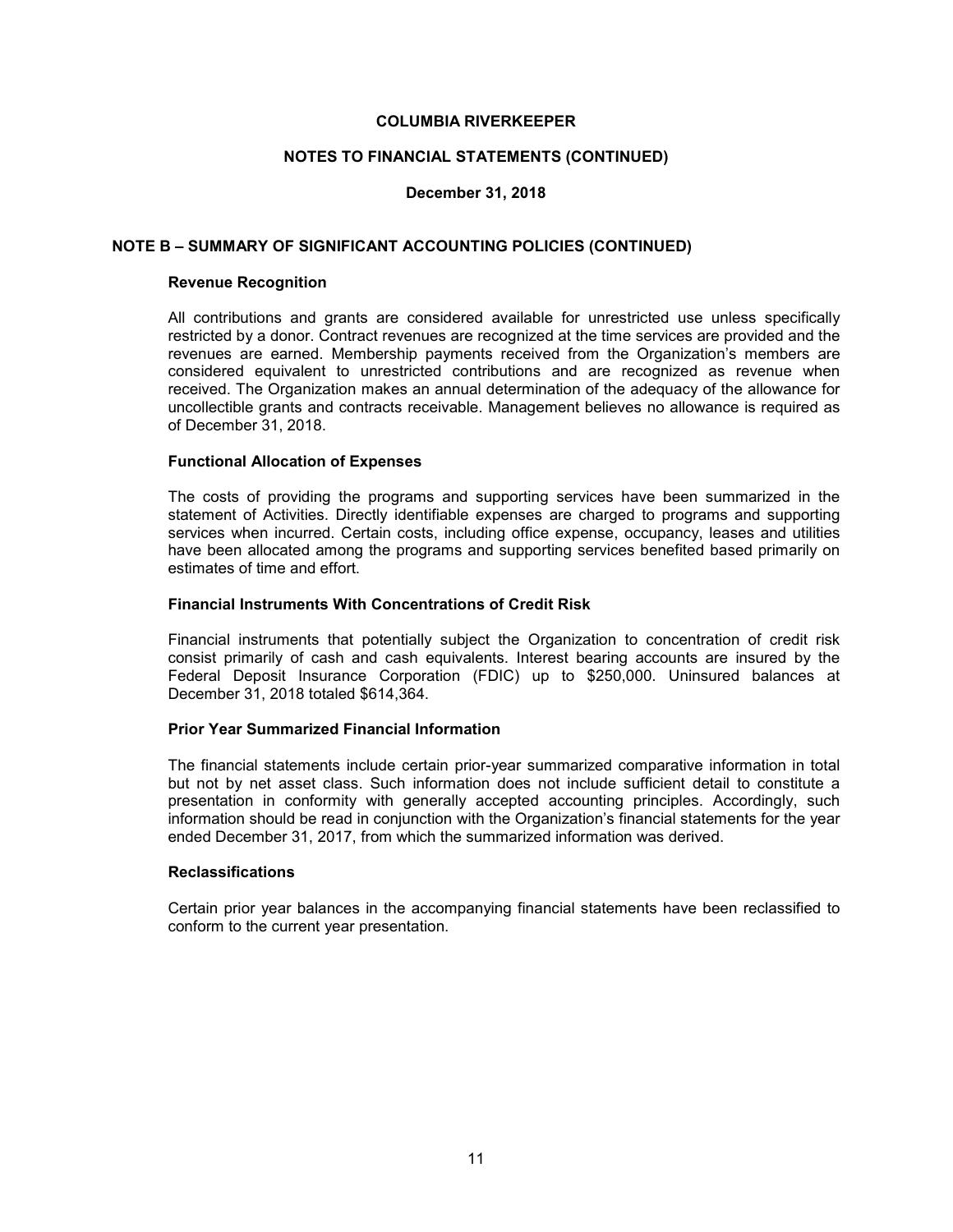## NOTE B – SUMMARY OF SIGNIFICANT ACCOUNTING POLICIES (CONTINUED)

### Revenue Recognition

All contributions and grants are considered available for unrestricted use unless specifically restricted by a donor. Contract revenues are recognized at the time services are provided and the revenues are earned. Membership payments received from the Organization's members are considered equivalent to unrestricted contributions and are recognized as revenue when received. The Organization makes an annual determination of the adequacy of the allowance for uncollectible grants and contracts receivable. Management believes no allowance is required as of December 31, 2018.

### Functional Allocation of Expenses

The costs of providing the programs and supporting services have been summarized in the statement of Activities. Directly identifiable expenses are charged to programs and supporting services when incurred. Certain costs, including office expense, occupancy, leases and utilities have been allocated among the programs and supporting services benefited based primarily on estimates of time and effort.

### Financial Instruments With Concentrations of Credit Risk

Financial instruments that potentially subject the Organization to concentration of credit risk consist primarily of cash and cash equivalents. Interest bearing accounts are insured by the Federal Deposit Insurance Corporation (FDIC) up to $250,000. Uninsured balances at December 31, 2018 totaled $614,364.

### Prior Year Summarized Financial Information

The financial statements include certain prior-year summarized comparative information in total but not by net asset class. Such information does not include sufficient detail to constitute a presentation in conformity with generally accepted accounting principles. Accordingly, such information should be read in conjunction with the Organization's financial statements for the year ended December 31, 2017, from which the summarized information was derived.

### Reclassifications

Certain prior year balances in the accompanying financial statements have been reclassified to conform to the current year presentation.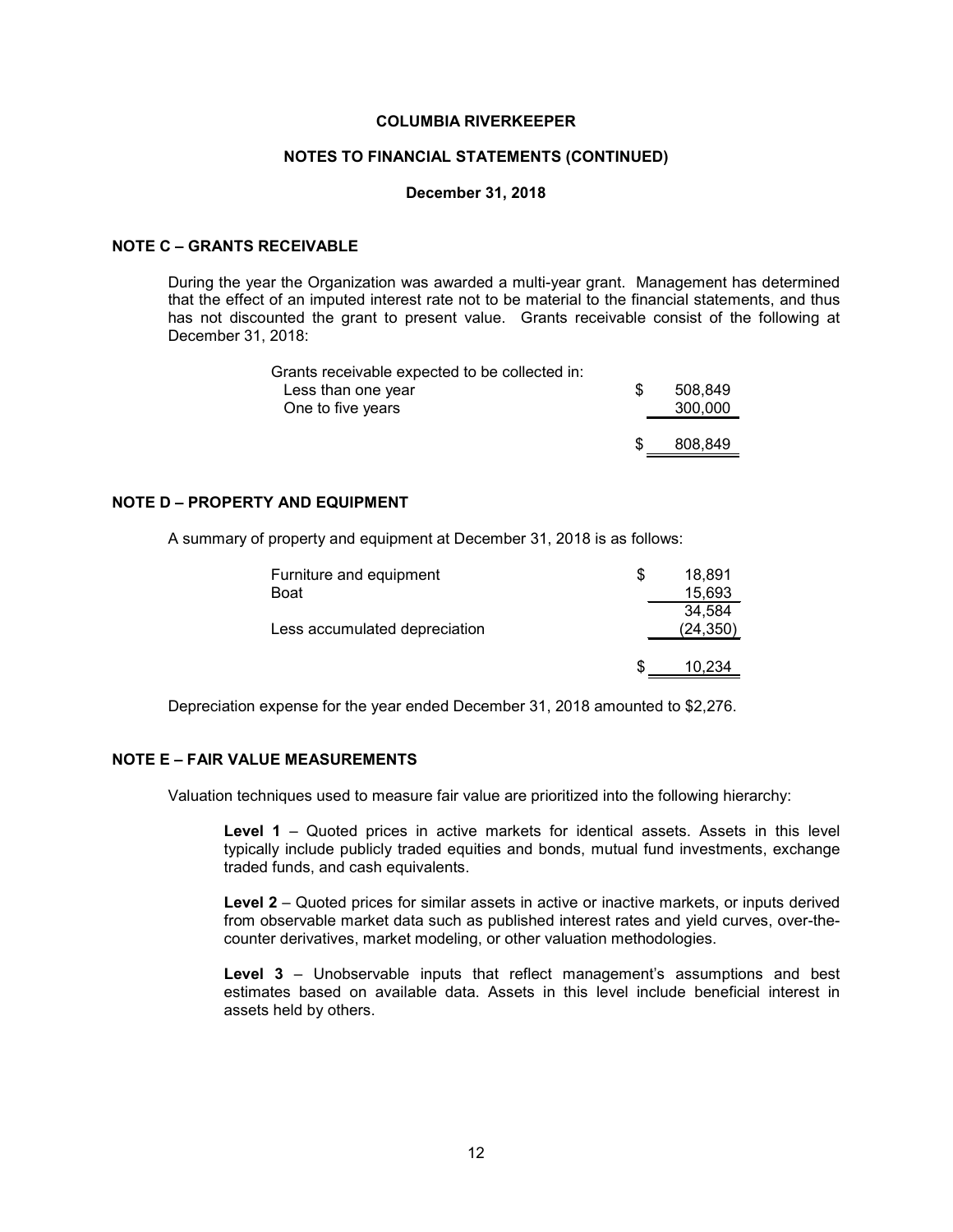**COLUMBIA RIVERKEEPER**

**NOTES TO FINANCIAL STATEMENTS (CONTINUED)**

**December 31, 2018**

## NOTE C – GRANTS RECEIVABLE

During the year the Organization was awarded a multi-year grant. Management has determined that the effect of an imputed interest rate not to be material to the financial statements, and thus has not discounted the grant to present value. Grants receivable consist of the following at December 31, 2018:

| | |
|---|---|
| Grants receivable expected to be collected in: | |
| Less than one year | $ 508,849 |
| One to five years | 300,000 |
| | $ 808,849 |

## NOTE D – PROPERTY AND EQUIPMENT

A summary of property and equipment at December 31, 2018 is as follows:

| | |
|---|---|
| Furniture and equipment | $ 18,891 |
| Boat | 15,693 |
| | 34,584 |
| Less accumulated depreciation | (24,350) |
| | $ 10,234 |

Depreciation expense for the year ended December 31, 2018 amounted to $2,276.

## NOTE E – FAIR VALUE MEASUREMENTS

Valuation techniques used to measure fair value are prioritized into the following hierarchy:

**Level 1** – Quoted prices in active markets for identical assets. Assets in this level typically include publicly traded equities and bonds, mutual fund investments, exchange traded funds, and cash equivalents.

**Level 2** – Quoted prices for similar assets in active or inactive markets, or inputs derived from observable market data such as published interest rates and yield curves, over-the-counter derivatives, market modeling, or other valuation methodologies.

**Level 3** – Unobservable inputs that reflect management's assumptions and best estimates based on available data. Assets in this level include beneficial interest in assets held by others.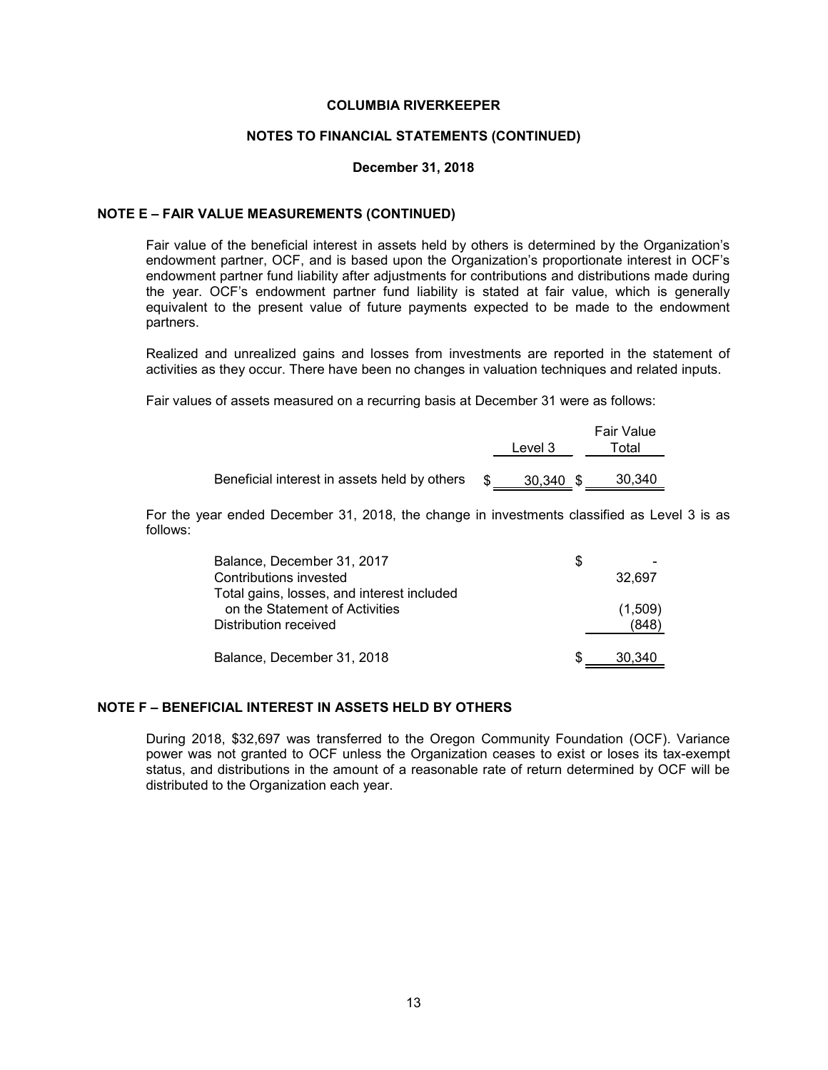# COLUMBIA RIVERKEEPER

## NOTES TO FINANCIAL STATEMENTS (CONTINUED)

### December 31, 2018

## NOTE E – FAIR VALUE MEASUREMENTS (CONTINUED)

Fair value of the beneficial interest in assets held by others is determined by the Organization's endowment partner, OCF, and is based upon the Organization's proportionate interest in OCF's endowment partner fund liability after adjustments for contributions and distributions made during the year. OCF's endowment partner fund liability is stated at fair value, which is generally equivalent to the present value of future payments expected to be made to the endowment partners.

Realized and unrealized gains and losses from investments are reported in the statement of activities as they occur. There have been no changes in valuation techniques and related inputs.

Fair values of assets measured on a recurring basis at December 31 were as follows:

| | Level 3 | Fair Value Total |
|---|---|---|
| Beneficial interest in assets held by others | $ 30,340 | $ 30,340 |

For the year ended December 31, 2018, the change in investments classified as Level 3 is as follows:

| | |
|---|---|
| Balance, December 31, 2017 | $ - |
| Contributions invested | 32,697 |
| Total gains, losses, and interest included on the Statement of Activities | (1,509) |
| Distribution received | (848) |
| Balance, December 31, 2018 | $ 30,340 |

## NOTE F – BENEFICIAL INTEREST IN ASSETS HELD BY OTHERS

During 2018, $32,697 was transferred to the Oregon Community Foundation (OCF). Variance power was not granted to OCF unless the Organization ceases to exist or loses its tax-exempt status, and distributions in the amount of a reasonable rate of return determined by OCF will be distributed to the Organization each year.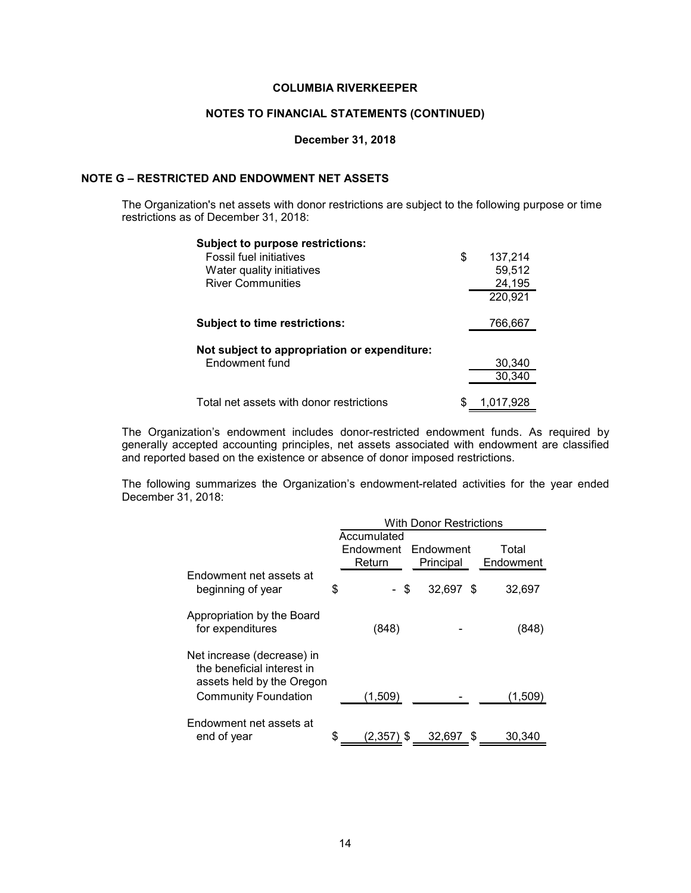**COLUMBIA RIVERKEEPER**

**NOTES TO FINANCIAL STATEMENTS (CONTINUED)**

**December 31, 2018**

## NOTE G – RESTRICTED AND ENDOWMENT NET ASSETS

The Organization's net assets with donor restrictions are subject to the following purpose or time restrictions as of December 31, 2018:

| | |
|---|---|
| **Subject to purpose restrictions:** | |
| Fossil fuel initiatives | $ 137,214 |
| Water quality initiatives | 59,512 |
| River Communities | 24,195 |
| | 220,921 |
| **Subject to time restrictions:** | 766,667 |
| **Not subject to appropriation or expenditure:** | |
| Endowment fund | 30,340 |
| | 30,340 |
| Total net assets with donor restrictions | $ 1,017,928 |

The Organization's endowment includes donor-restricted endowment funds. As required by generally accepted accounting principles, net assets associated with endowment are classified and reported based on the existence or absence of donor imposed restrictions.

The following summarizes the Organization's endowment-related activities for the year ended December 31, 2018:

| | With Donor Restrictions | | |
|---|---|---|---|
| | Accumulated Endowment Return | Endowment Principal | Total Endowment |
| Endowment net assets at beginning of year | $ - | $ 32,697 | $ 32,697 |
| Appropriation by the Board for expenditures | (848) | - | (848) |
| Net increase (decrease) in the beneficial interest in assets held by the Oregon Community Foundation | (1,509) | - | (1,509) |
| Endowment net assets at end of year | $ (2,357) | $ 32,697 | $ 30,340 |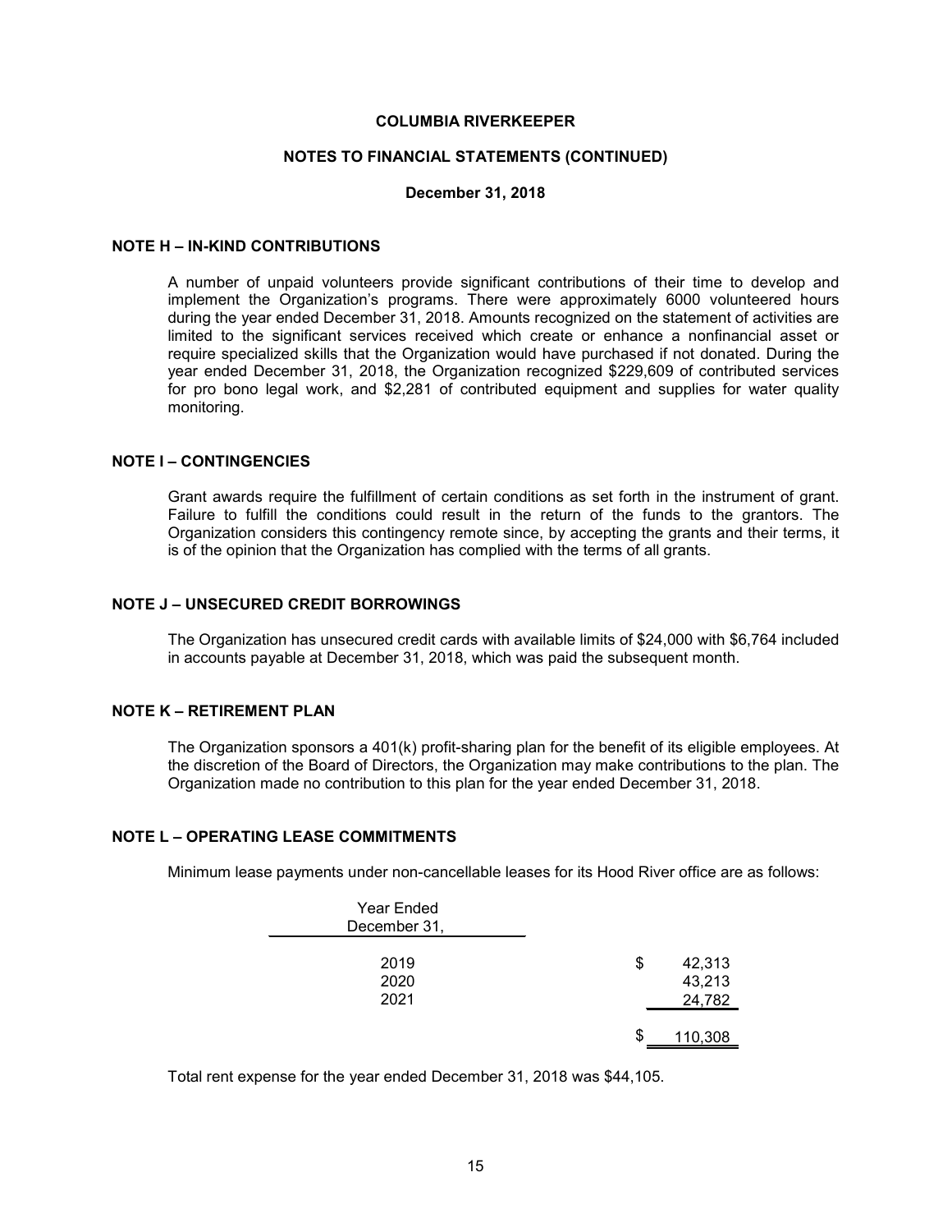# COLUMBIA RIVERKEEPER

## NOTES TO FINANCIAL STATEMENTS (CONTINUED)

### December 31, 2018

### NOTE H – IN-KIND CONTRIBUTIONS

A number of unpaid volunteers provide significant contributions of their time to develop and implement the Organization's programs. There were approximately 6000 volunteered hours during the year ended December 31, 2018. Amounts recognized on the statement of activities are limited to the significant services received which create or enhance a nonfinancial asset or require specialized skills that the Organization would have purchased if not donated. During the year ended December 31, 2018, the Organization recognized $229,609 of contributed services for pro bono legal work, and $2,281 of contributed equipment and supplies for water quality monitoring.

### NOTE I – CONTINGENCIES

Grant awards require the fulfillment of certain conditions as set forth in the instrument of grant. Failure to fulfill the conditions could result in the return of the funds to the grantors. The Organization considers this contingency remote since, by accepting the grants and their terms, it is of the opinion that the Organization has complied with the terms of all grants.

### NOTE J – UNSECURED CREDIT BORROWINGS

The Organization has unsecured credit cards with available limits of $24,000 with $6,764 included in accounts payable at December 31, 2018, which was paid the subsequent month.

### NOTE K – RETIREMENT PLAN

The Organization sponsors a 401(k) profit-sharing plan for the benefit of its eligible employees. At the discretion of the Board of Directors, the Organization may make contributions to the plan. The Organization made no contribution to this plan for the year ended December 31, 2018.

### NOTE L – OPERATING LEASE COMMITMENTS

Minimum lease payments under non-cancellable leases for its Hood River office are as follows:

| Year Ended December 31, | |
|---|---|
| 2019 | $ 42,313 |
| 2020 | 43,213 |
| 2021 | 24,782 |
| | $ 110,308 |

Total rent expense for the year ended December 31, 2018 was $44,105.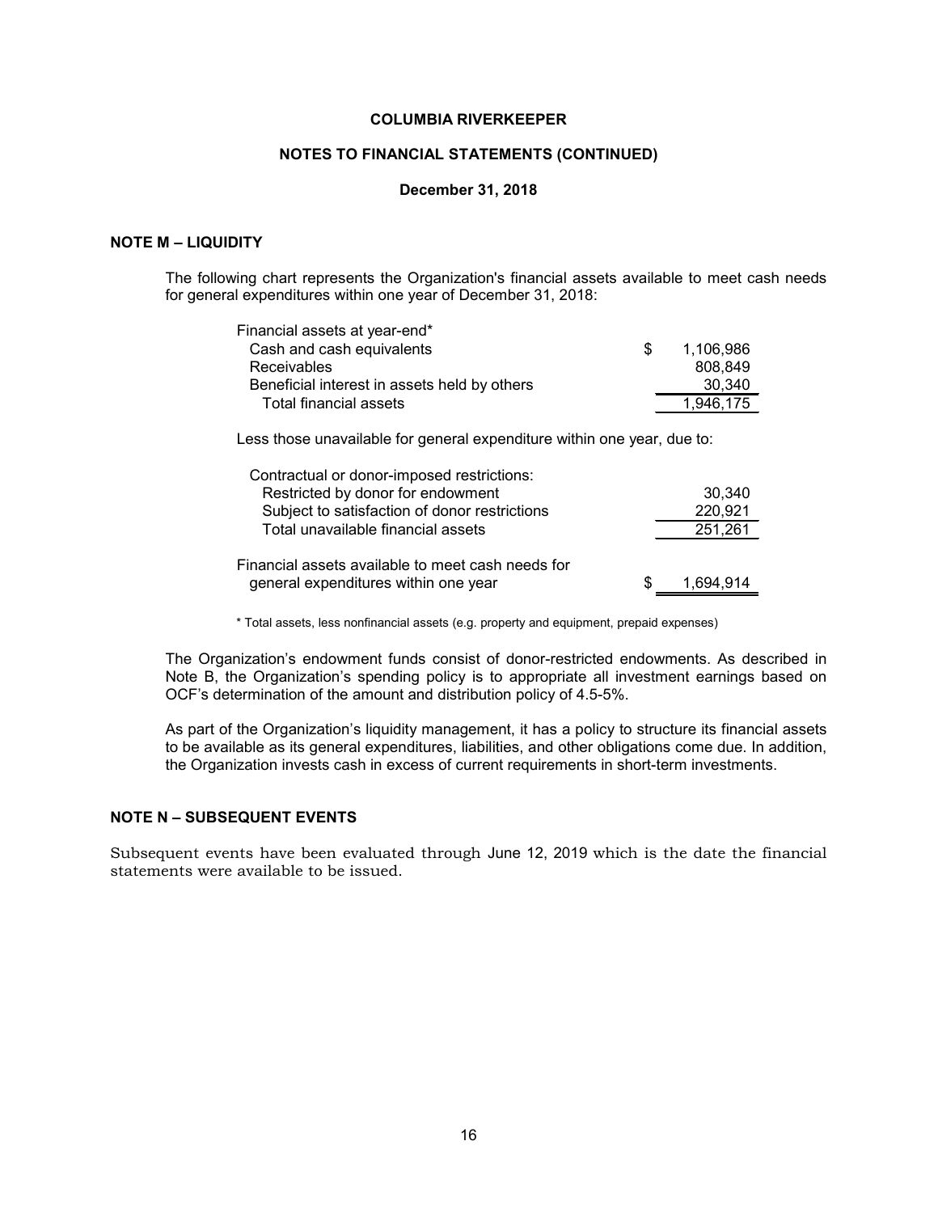**COLUMBIA RIVERKEEPER**

**NOTES TO FINANCIAL STATEMENTS (CONTINUED)**

**December 31, 2018**

## NOTE M – LIQUIDITY

The following chart represents the Organization's financial assets available to meet cash needs for general expenditures within one year of December 31, 2018:

| | | |
|---|---|---|
| Financial assets at year-end* | | |
| Cash and cash equivalents | $ | 1,106,986 |
| Receivables | | 808,849 |
| Beneficial interest in assets held by others | | 30,340 |
| Total financial assets | | 1,946,175 |
| Less those unavailable for general expenditure within one year, due to: | | |
| Contractual or donor-imposed restrictions: | | |
| Restricted by donor for endowment | | 30,340 |
| Subject to satisfaction of donor restrictions | | 220,921 |
| Total unavailable financial assets | | 251,261 |
| Financial assets available to meet cash needs for general expenditures within one year | $ | 1,694,914 |

* Total assets, less nonfinancial assets (e.g. property and equipment, prepaid expenses)

The Organization's endowment funds consist of donor-restricted endowments. As described in Note B, the Organization's spending policy is to appropriate all investment earnings based on OCF's determination of the amount and distribution policy of 4.5-5%.

As part of the Organization's liquidity management, it has a policy to structure its financial assets to be available as its general expenditures, liabilities, and other obligations come due. In addition, the Organization invests cash in excess of current requirements in short-term investments.

## NOTE N – SUBSEQUENT EVENTS

Subsequent events have been evaluated through June 12, 2019 which is the date the financial statements were available to be issued.